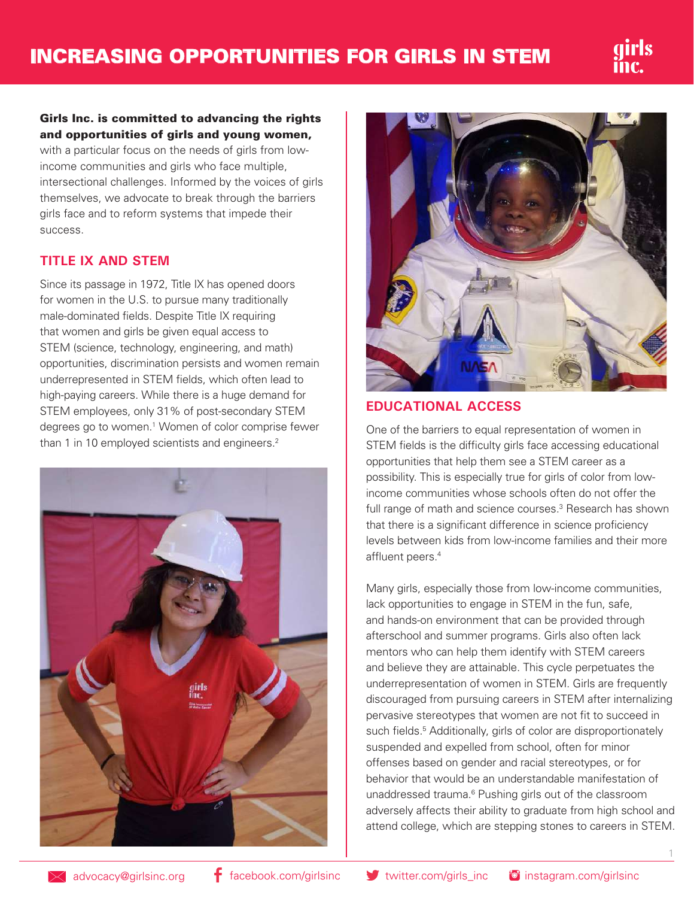# INCREASING OPPORTUNITIES FOR GIRLS IN STEM

**Girls Inc. is committed to advancing the rights and opportunities of girls and young women,** with a particular focus on the needs of girls from low-income communities and girls who face multiple, intersectional challenges. Informed by the voices of girls themselves, we advocate to break through the barriers girls face and to reform systems that impede their success.

## TITLE IX AND STEM

Since its passage in 1972, Title IX has opened doors for women in the U.S. to pursue many traditionally male-dominated fields. Despite Title IX requiring that women and girls be given equal access to STEM (science, technology, engineering, and math) opportunities, discrimination persists and women remain underrepresented in STEM fields, which often lead to high-paying careers. While there is a huge demand for STEM employees, only 31% of post-secondary STEM degrees go to women.[1] Women of color comprise fewer than 1 in 10 employed scientists and engineers.[2]

## EDUCATIONAL ACCESS

One of the barriers to equal representation of women in STEM fields is the difficulty girls face accessing educational opportunities that help them see a STEM career as a possibility. This is especially true for girls of color from low-income communities whose schools often do not offer the full range of math and science courses.[3] Research has shown that there is a significant difference in science proficiency levels between kids from low-income families and their more affluent peers.[4]

Many girls, especially those from low-income communities, lack opportunities to engage in STEM in the fun, safe, and hands-on environment that can be provided through afterschool and summer programs. Girls also often lack mentors who can help them identify with STEM careers and believe they are attainable. This cycle perpetuates the underrepresentation of women in STEM. Girls are frequently discouraged from pursuing careers in STEM after internalizing pervasive stereotypes that women are not fit to succeed in such fields.[5] Additionally, girls of color are disproportionately suspended and expelled from school, often for minor offenses based on gender and racial stereotypes, or for behavior that would be an understandable manifestation of unaddressed trauma.[6] Pushing girls out of the classroom adversely affects their ability to graduate from high school and attend college, which are stepping stones to careers in STEM.

advocacy@girlsinc.org | facebook.com/girlsinc | twitter.com/girls_inc | instagram.com/girlsinc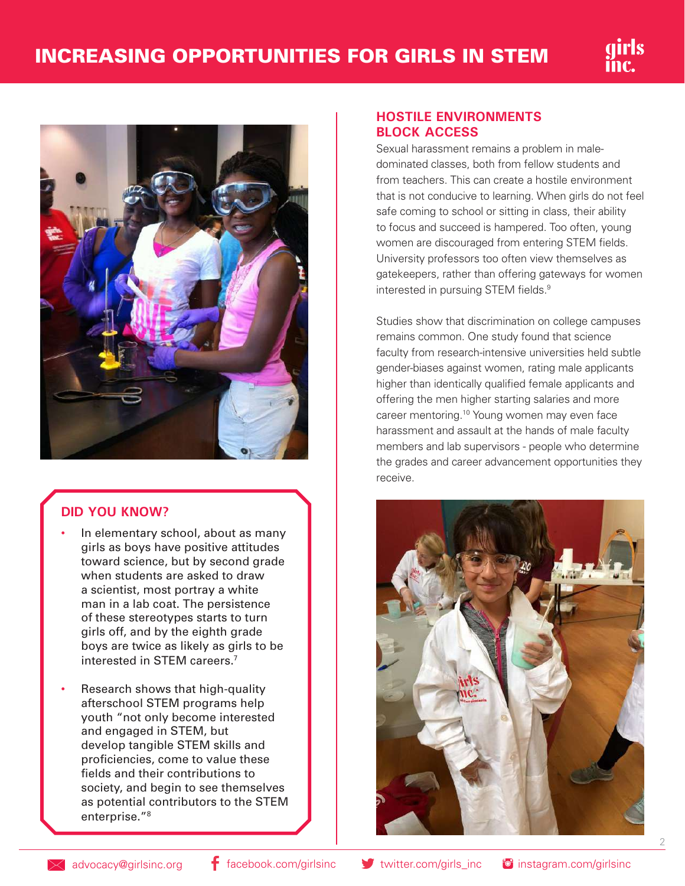## DID YOU KNOW?

- In elementary school, about as many girls as boys have positive attitudes toward science, but by second grade when students are asked to draw a scientist, most portray a white man in a lab coat. The persistence of these stereotypes starts to turn girls off, and by the eighth grade boys are twice as likely as girls to be interested in STEM careers.[7]
- Research shows that high-quality afterschool STEM programs help youth "not only become interested and engaged in STEM, but develop tangible STEM skills and proficiencies, come to value these fields and their contributions to society, and begin to see themselves as potential contributors to the STEM enterprise."[8]

## HOSTILE ENVIRONMENTS BLOCK ACCESS

Sexual harassment remains a problem in male-dominated classes, both from fellow students and from teachers. This can create a hostile environment that is not conducive to learning. When girls do not feel safe coming to school or sitting in class, their ability to focus and succeed is hampered. Too often, young women are discouraged from entering STEM fields. University professors too often view themselves as gatekeepers, rather than offering gateways for women interested in pursuing STEM fields.[9]

Studies show that discrimination on college campuses remains common. One study found that science faculty from research-intensive universities held subtle gender-biases against women, rating male applicants higher than identically qualified female applicants and offering the men higher starting salaries and more career mentoring.[10] Young women may even face harassment and assault at the hands of male faculty members and lab supervisors - people who determine the grades and career advancement opportunities they receive.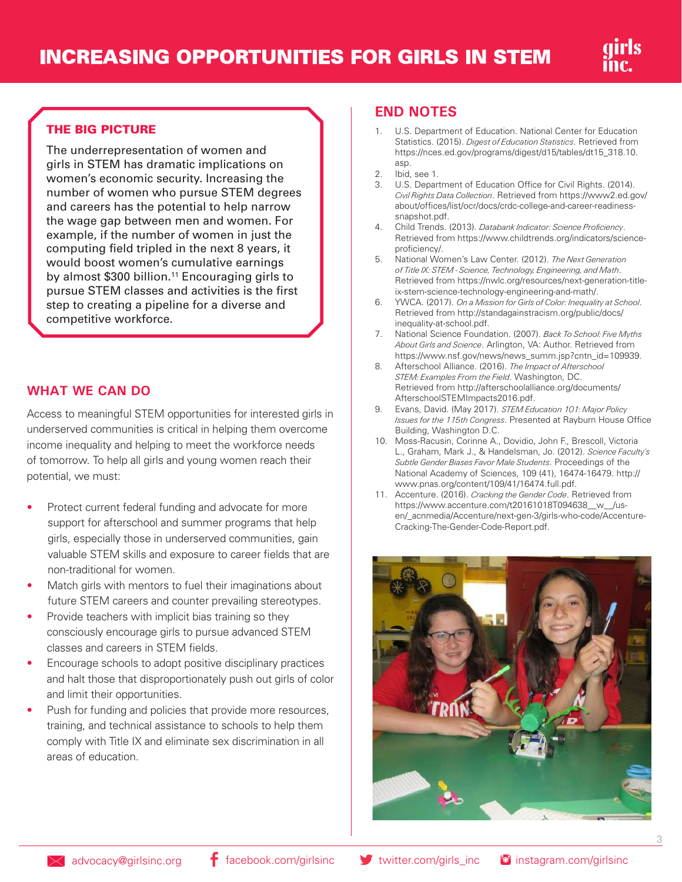# INCREASING OPPORTUNITIES FOR GIRLS IN STEM

## THE BIG PICTURE

The underrepresentation of women and girls in STEM has dramatic implications on women's economic security. Increasing the number of women who pursue STEM degrees and careers has the potential to help narrow the wage gap between men and women. For example, if the number of women in just the computing field tripled in the next 8 years, it would boost women's cumulative earnings by almost $300 billion.[11] Encouraging girls to pursue STEM classes and activities is the first step to creating a pipeline for a diverse and competitive workforce.

## WHAT WE CAN DO

Access to meaningful STEM opportunities for interested girls in underserved communities is critical in helping them overcome income inequality and helping to meet the workforce needs of tomorrow. To help all girls and young women reach their potential, we must:

- Protect current federal funding and advocate for more support for afterschool and summer programs that help girls, especially those in underserved communities, gain valuable STEM skills and exposure to career fields that are non-traditional for women.
- Match girls with mentors to fuel their imaginations about future STEM careers and counter prevailing stereotypes.
- Provide teachers with implicit bias training so they consciously encourage girls to pursue advanced STEM classes and careers in STEM fields.
- Encourage schools to adopt positive disciplinary practices and halt those that disproportionately push out girls of color and limit their opportunities.
- Push for funding and policies that provide more resources, training, and technical assistance to schools to help them comply with Title IX and eliminate sex discrimination in all areas of education.

## END NOTES

1. U.S. Department of Education. National Center for Education Statistics. (2015). *Digest of Education Statistics*. Retrieved from https://nces.ed.gov/programs/digest/d15/tables/dt15_318.10.asp.
2. Ibid, see 1.
3. U.S. Department of Education Office for Civil Rights. (2014). *Civil Rights Data Collection*. Retrieved from https://www2.ed.gov/about/offices/list/ocr/docs/crdc-college-and-career-readiness-snapshot.pdf.
4. Child Trends. (2013). *Databank Indicator: Science Proficiency*. Retrieved from https://www.childtrends.org/indicators/science-proficiency/.
5. National Women's Law Center. (2012). *The Next Generation of Title IX: STEM - Science, Technology, Engineering, and Math*. Retrieved from https://nwlc.org/resources/next-generation-title-ix-stem-science-technology-engineering-and-math/.
6. YWCA. (2017). *On a Mission for Girls of Color: Inequality at School*. Retrieved from http://standagainstracism.org/public/docs/inequality-at-school.pdf.
7. National Science Foundation. (2007). *Back To School: Five Myths About Girls and Science*. Arlington, VA: Author. Retrieved from https://www.nsf.gov/news/news_summ.jsp?cntn_id=109939.
8. Afterschool Alliance. (2016). *The Impact of Afterschool STEM: Examples From the Field*. Washington, DC. Retrieved from http://afterschoolalliance.org/documents/AfterschoolSTEMImpacts2016.pdf.
9. Evans, David. (May 2017). *STEM Education 101: Major Policy Issues for the 115th Congress*. Presented at Rayburn House Office Building, Washington D.C.
10. Moss-Racusin, Corinne A., Dovidio, John F., Brescoll, Victoria L., Graham, Mark J., & Handelsman, Jo. (2012). *Science Faculty's Subtle Gender Biases Favor Male Students*. Proceedings of the National Academy of Sciences, 109 (41), 16474-16479. http://www.pnas.org/content/109/41/16474.full.pdf.
11. Accenture. (2016). *Cracking the Gender Code*. Retrieved from https://www.accenture.com/t20161018T094638__w__/us-en/_acnmedia/Accenture/next-gen-3/girls-who-code/Accenture-Cracking-The-Gender-Code-Report.pdf.

advocacy@girlsinc.org | facebook.com/girlsinc | twitter.com/girls_inc | instagram.com/girlsinc